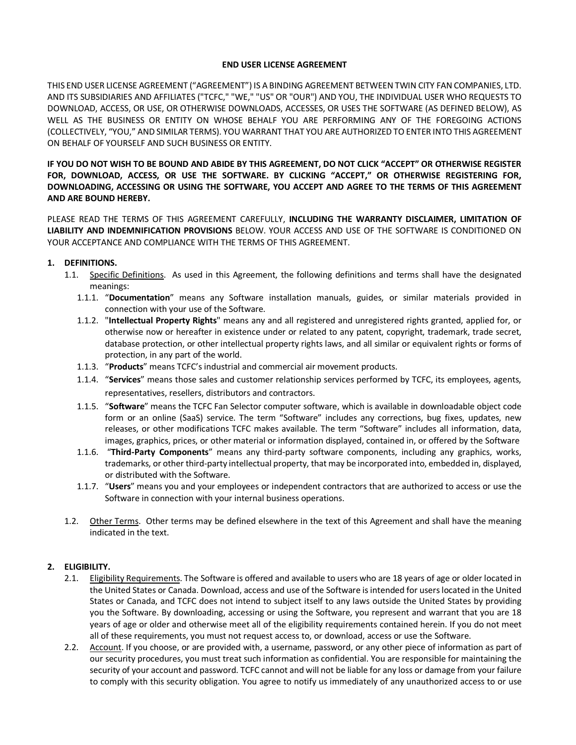# END USER LICENSE AGREEMENT

THIS END USER LICENSE AGREEMENT ("AGREEMENT") IS A BINDING AGREEMENT BETWEEN TWIN CITY FAN COMPANIES, LTD. AND ITS SUBSIDIARIES AND AFFILIATES ("TCFC," "WE," "US" OR "OUR") AND YOU, THE INDIVIDUAL USER WHO REQUESTS TO DOWNLOAD, ACCESS, OR USE, OR OTHERWISE DOWNLOADS, ACCESSES, OR USES THE SOFTWARE (AS DEFINED BELOW), AS WELL AS THE BUSINESS OR ENTITY ON WHOSE BEHALF YOU ARE PERFORMING ANY OF THE FOREGOING ACTIONS (COLLECTIVELY, "YOU," AND SIMILAR TERMS). YOU WARRANT THAT YOU ARE AUTHORIZED TO ENTER INTO THIS AGREEMENT ON BEHALF OF YOURSELF AND SUCH BUSINESS OR ENTITY.

**IF YOU DO NOT WISH TO BE BOUND AND ABIDE BY THIS AGREEMENT, DO NOT CLICK "ACCEPT" OR OTHERWISE REGISTER FOR, DOWNLOAD, ACCESS, OR USE THE SOFTWARE. BY CLICKING "ACCEPT," OR OTHERWISE REGISTERING FOR, DOWNLOADING, ACCESSING OR USING THE SOFTWARE, YOU ACCEPT AND AGREE TO THE TERMS OF THIS AGREEMENT AND ARE BOUND HEREBY.**

PLEASE READ THE TERMS OF THIS AGREEMENT CAREFULLY, **INCLUDING THE WARRANTY DISCLAIMER, LIMITATION OF LIABILITY AND INDEMNIFICATION PROVISIONS** BELOW. YOUR ACCESS AND USE OF THE SOFTWARE IS CONDITIONED ON YOUR ACCEPTANCE AND COMPLIANCE WITH THE TERMS OF THIS AGREEMENT.

## 1. DEFINITIONS.

1.1. Specific Definitions. As used in this Agreement, the following definitions and terms shall have the designated meanings:

1.1.1. "**Documentation**" means any Software installation manuals, guides, or similar materials provided in connection with your use of the Software.

1.1.2. "**Intellectual Property Rights**" means any and all registered and unregistered rights granted, applied for, or otherwise now or hereafter in existence under or related to any patent, copyright, trademark, trade secret, database protection, or other intellectual property rights laws, and all similar or equivalent rights or forms of protection, in any part of the world.

1.1.3. "**Products**" means TCFC's industrial and commercial air movement products.

1.1.4. "**Services**" means those sales and customer relationship services performed by TCFC, its employees, agents, representatives, resellers, distributors and contractors.

1.1.5. "**Software**" means the TCFC Fan Selector computer software, which is available in downloadable object code form or an online (SaaS) service. The term "Software" includes any corrections, bug fixes, updates, new releases, or other modifications TCFC makes available. The term "Software" includes all information, data, images, graphics, prices, or other material or information displayed, contained in, or offered by the Software

1.1.6. "**Third-Party Components**" means any third-party software components, including any graphics, works, trademarks, or other third-party intellectual property, that may be incorporated into, embedded in, displayed, or distributed with the Software.

1.1.7. "**Users**" means you and your employees or independent contractors that are authorized to access or use the Software in connection with your internal business operations.

1.2. Other Terms. Other terms may be defined elsewhere in the text of this Agreement and shall have the meaning indicated in the text.

## 2. ELIGIBILITY.

2.1. Eligibility Requirements. The Software is offered and available to users who are 18 years of age or older located in the United States or Canada. Download, access and use of the Software is intended for users located in the United States or Canada, and TCFC does not intend to subject itself to any laws outside the United States by providing you the Software. By downloading, accessing or using the Software, you represent and warrant that you are 18 years of age or older and otherwise meet all of the eligibility requirements contained herein. If you do not meet all of these requirements, you must not request access to, or download, access or use the Software.

2.2. Account. If you choose, or are provided with, a username, password, or any other piece of information as part of our security procedures, you must treat such information as confidential. You are responsible for maintaining the security of your account and password. TCFC cannot and will not be liable for any loss or damage from your failure to comply with this security obligation. You agree to notify us immediately of any unauthorized access to or use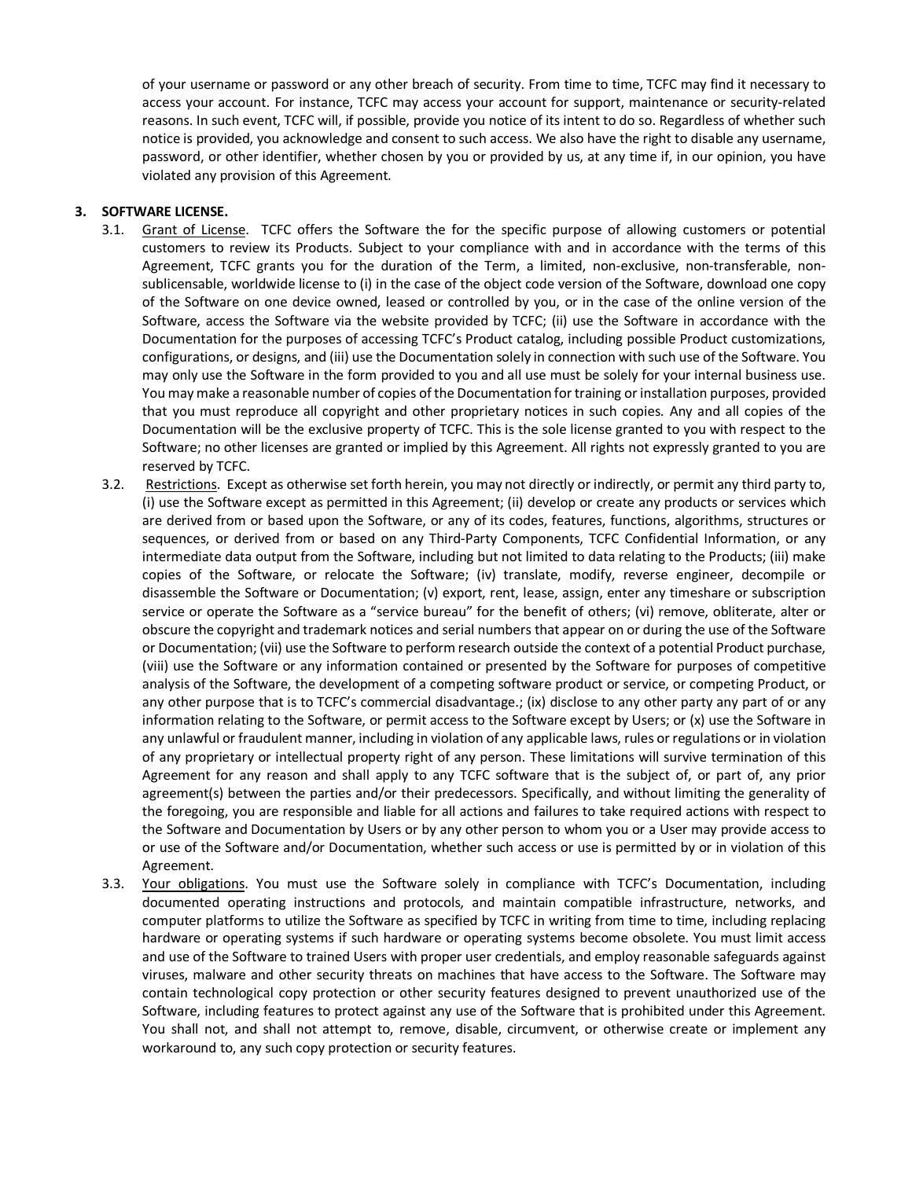of your username or password or any other breach of security. From time to time, TCFC may find it necessary to access your account. For instance, TCFC may access your account for support, maintenance or security-related reasons. In such event, TCFC will, if possible, provide you notice of its intent to do so. Regardless of whether such notice is provided, you acknowledge and consent to such access. We also have the right to disable any username, password, or other identifier, whether chosen by you or provided by us, at any time if, in our opinion, you have violated any provision of this Agreement.

**3. SOFTWARE LICENSE.**

3.1. Grant of License. TCFC offers the Software the for the specific purpose of allowing customers or potential customers to review its Products. Subject to your compliance with and in accordance with the terms of this Agreement, TCFC grants you for the duration of the Term, a limited, non-exclusive, non-transferable, non-sublicensable, worldwide license to (i) in the case of the object code version of the Software, download one copy of the Software on one device owned, leased or controlled by you, or in the case of the online version of the Software, access the Software via the website provided by TCFC; (ii) use the Software in accordance with the Documentation for the purposes of accessing TCFC's Product catalog, including possible Product customizations, configurations, or designs, and (iii) use the Documentation solely in connection with such use of the Software. You may only use the Software in the form provided to you and all use must be solely for your internal business use. You may make a reasonable number of copies of the Documentation for training or installation purposes, provided that you must reproduce all copyright and other proprietary notices in such copies. Any and all copies of the Documentation will be the exclusive property of TCFC. This is the sole license granted to you with respect to the Software; no other licenses are granted or implied by this Agreement. All rights not expressly granted to you are reserved by TCFC.

3.2. Restrictions. Except as otherwise set forth herein, you may not directly or indirectly, or permit any third party to, (i) use the Software except as permitted in this Agreement; (ii) develop or create any products or services which are derived from or based upon the Software, or any of its codes, features, functions, algorithms, structures or sequences, or derived from or based on any Third-Party Components, TCFC Confidential Information, or any intermediate data output from the Software, including but not limited to data relating to the Products; (iii) make copies of the Software, or relocate the Software; (iv) translate, modify, reverse engineer, decompile or disassemble the Software or Documentation; (v) export, rent, lease, assign, enter any timeshare or subscription service or operate the Software as a "service bureau" for the benefit of others; (vi) remove, obliterate, alter or obscure the copyright and trademark notices and serial numbers that appear on or during the use of the Software or Documentation; (vii) use the Software to perform research outside the context of a potential Product purchase, (viii) use the Software or any information contained or presented by the Software for purposes of competitive analysis of the Software, the development of a competing software product or service, or competing Product, or any other purpose that is to TCFC's commercial disadvantage.; (ix) disclose to any other party any part of or any information relating to the Software, or permit access to the Software except by Users; or (x) use the Software in any unlawful or fraudulent manner, including in violation of any applicable laws, rules or regulations or in violation of any proprietary or intellectual property right of any person. These limitations will survive termination of this Agreement for any reason and shall apply to any TCFC software that is the subject of, or part of, any prior agreement(s) between the parties and/or their predecessors. Specifically, and without limiting the generality of the foregoing, you are responsible and liable for all actions and failures to take required actions with respect to the Software and Documentation by Users or by any other person to whom you or a User may provide access to or use of the Software and/or Documentation, whether such access or use is permitted by or in violation of this Agreement.

3.3. Your obligations. You must use the Software solely in compliance with TCFC's Documentation, including documented operating instructions and protocols, and maintain compatible infrastructure, networks, and computer platforms to utilize the Software as specified by TCFC in writing from time to time, including replacing hardware or operating systems if such hardware or operating systems become obsolete. You must limit access and use of the Software to trained Users with proper user credentials, and employ reasonable safeguards against viruses, malware and other security threats on machines that have access to the Software. The Software may contain technological copy protection or other security features designed to prevent unauthorized use of the Software, including features to protect against any use of the Software that is prohibited under this Agreement. You shall not, and shall not attempt to, remove, disable, circumvent, or otherwise create or implement any workaround to, any such copy protection or security features.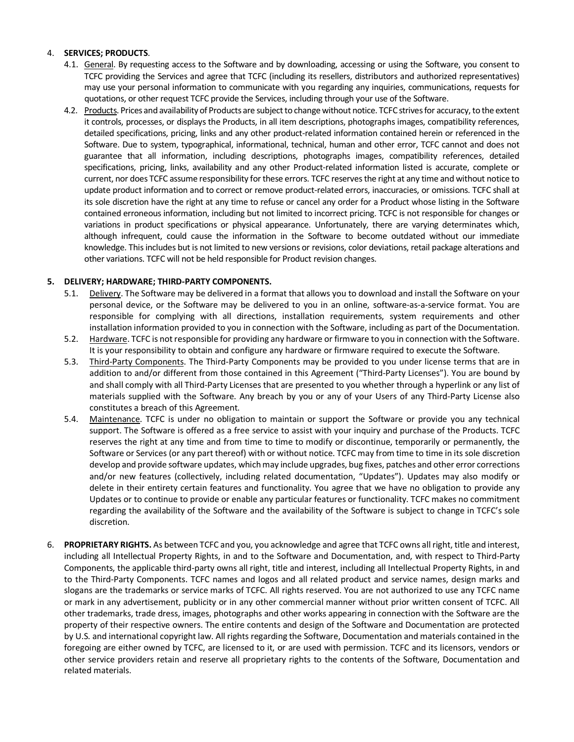4. **SERVICES; PRODUCTS**.
   4.1. General. By requesting access to the Software and by downloading, accessing or using the Software, you consent to TCFC providing the Services and agree that TCFC (including its resellers, distributors and authorized representatives) may use your personal information to communicate with you regarding any inquiries, communications, requests for quotations, or other request TCFC provide the Services, including through your use of the Software.
   4.2. Products. Prices and availability of Products are subject to change without notice. TCFC strives for accuracy, to the extent it controls, processes, or displays the Products, in all item descriptions, photographs images, compatibility references, detailed specifications, pricing, links and any other product-related information contained herein or referenced in the Software. Due to system, typographical, informational, technical, human and other error, TCFC cannot and does not guarantee that all information, including descriptions, photographs images, compatibility references, detailed specifications, pricing, links, availability and any other Product-related information listed is accurate, complete or current, nor does TCFC assume responsibility for these errors. TCFC reserves the right at any time and without notice to update product information and to correct or remove product-related errors, inaccuracies, or omissions. TCFC shall at its sole discretion have the right at any time to refuse or cancel any order for a Product whose listing in the Software contained erroneous information, including but not limited to incorrect pricing. TCFC is not responsible for changes or variations in product specifications or physical appearance. Unfortunately, there are varying determinates which, although infrequent, could cause the information in the Software to become outdated without our immediate knowledge. This includes but is not limited to new versions or revisions, color deviations, retail package alterations and other variations. TCFC will not be held responsible for Product revision changes.

5. **DELIVERY; HARDWARE; THIRD-PARTY COMPONENTS.**
   5.1. Delivery. The Software may be delivered in a format that allows you to download and install the Software on your personal device, or the Software may be delivered to you in an online, software-as-a-service format. You are responsible for complying with all directions, installation requirements, system requirements and other installation information provided to you in connection with the Software, including as part of the Documentation.
   5.2. Hardware. TCFC is not responsible for providing any hardware or firmware to you in connection with the Software. It is your responsibility to obtain and configure any hardware or firmware required to execute the Software.
   5.3. Third-Party Components. The Third-Party Components may be provided to you under license terms that are in addition to and/or different from those contained in this Agreement ("Third-Party Licenses"). You are bound by and shall comply with all Third-Party Licenses that are presented to you whether through a hyperlink or any list of materials supplied with the Software. Any breach by you or any of your Users of any Third-Party License also constitutes a breach of this Agreement.
   5.4. Maintenance. TCFC is under no obligation to maintain or support the Software or provide you any technical support. The Software is offered as a free service to assist with your inquiry and purchase of the Products. TCFC reserves the right at any time and from time to time to modify or discontinue, temporarily or permanently, the Software or Services (or any part thereof) with or without notice. TCFC may from time to time in its sole discretion develop and provide software updates, which may include upgrades, bug fixes, patches and other error corrections and/or new features (collectively, including related documentation, "Updates"). Updates may also modify or delete in their entirety certain features and functionality. You agree that we have no obligation to provide any Updates or to continue to provide or enable any particular features or functionality. TCFC makes no commitment regarding the availability of the Software and the availability of the Software is subject to change in TCFC's sole discretion.

6. **PROPRIETARY RIGHTS.** As between TCFC and you, you acknowledge and agree that TCFC owns all right, title and interest, including all Intellectual Property Rights, in and to the Software and Documentation, and, with respect to Third-Party Components, the applicable third-party owns all right, title and interest, including all Intellectual Property Rights, in and to the Third-Party Components. TCFC names and logos and all related product and service names, design marks and slogans are the trademarks or service marks of TCFC. All rights reserved. You are not authorized to use any TCFC name or mark in any advertisement, publicity or in any other commercial manner without prior written consent of TCFC. All other trademarks, trade dress, images, photographs and other works appearing in connection with the Software are the property of their respective owners. The entire contents and design of the Software and Documentation are protected by U.S. and international copyright law. All rights regarding the Software, Documentation and materials contained in the foregoing are either owned by TCFC, are licensed to it, or are used with permission. TCFC and its licensors, vendors or other service providers retain and reserve all proprietary rights to the contents of the Software, Documentation and related materials.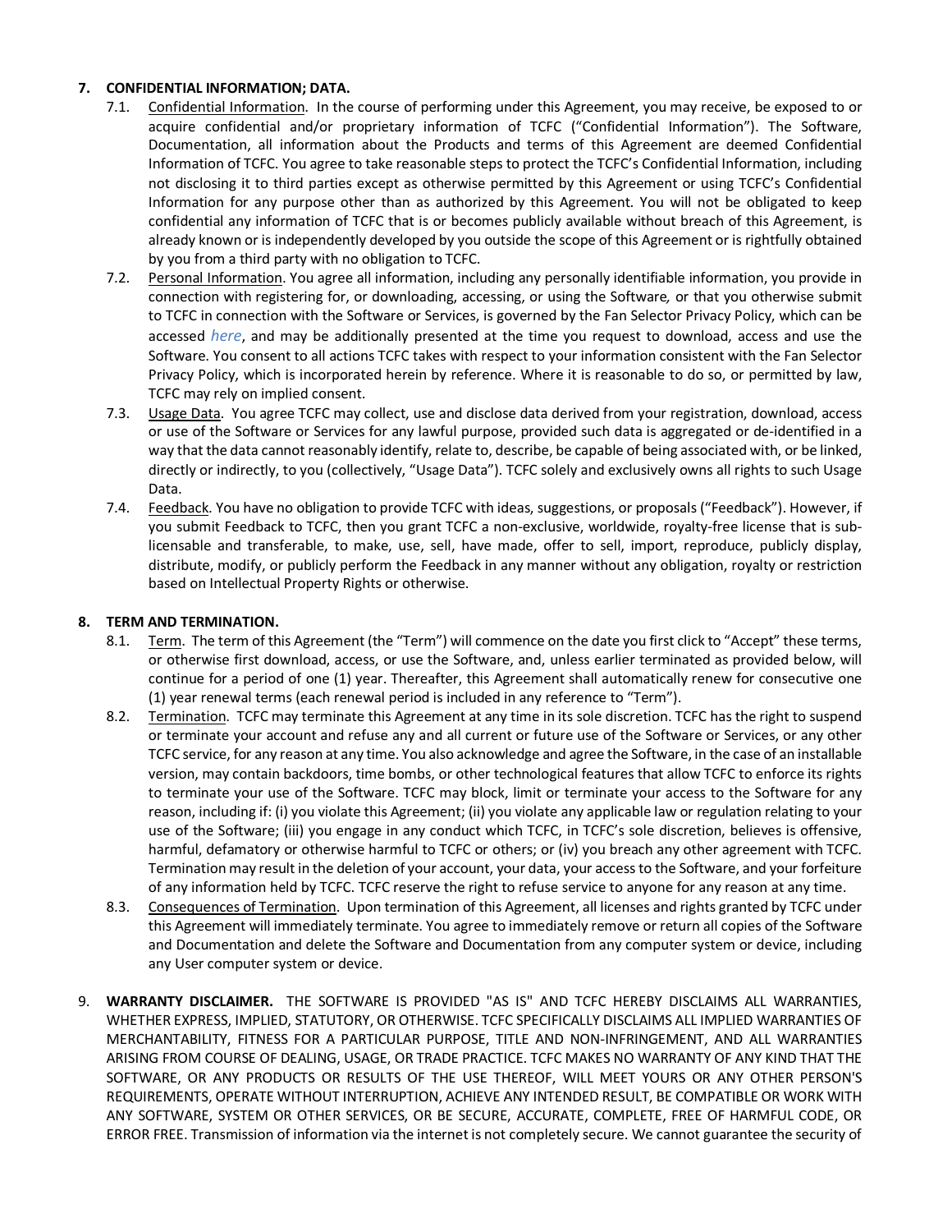## 7. CONFIDENTIAL INFORMATION; DATA.

7.1. Confidential Information. In the course of performing under this Agreement, you may receive, be exposed to or acquire confidential and/or proprietary information of TCFC ("Confidential Information"). The Software, Documentation, all information about the Products and terms of this Agreement are deemed Confidential Information of TCFC. You agree to take reasonable steps to protect the TCFC's Confidential Information, including not disclosing it to third parties except as otherwise permitted by this Agreement or using TCFC's Confidential Information for any purpose other than as authorized by this Agreement. You will not be obligated to keep confidential any information of TCFC that is or becomes publicly available without breach of this Agreement, is already known or is independently developed by you outside the scope of this Agreement or is rightfully obtained by you from a third party with no obligation to TCFC.

7.2. Personal Information. You agree all information, including any personally identifiable information, you provide in connection with registering for, or downloading, accessing, or using the Software, or that you otherwise submit to TCFC in connection with the Software or Services, is governed by the Fan Selector Privacy Policy, which can be accessed *here*, and may be additionally presented at the time you request to download, access and use the Software. You consent to all actions TCFC takes with respect to your information consistent with the Fan Selector Privacy Policy, which is incorporated herein by reference. Where it is reasonable to do so, or permitted by law, TCFC may rely on implied consent.

7.3. Usage Data. You agree TCFC may collect, use and disclose data derived from your registration, download, access or use of the Software or Services for any lawful purpose, provided such data is aggregated or de-identified in a way that the data cannot reasonably identify, relate to, describe, be capable of being associated with, or be linked, directly or indirectly, to you (collectively, "Usage Data"). TCFC solely and exclusively owns all rights to such Usage Data.

7.4. Feedback. You have no obligation to provide TCFC with ideas, suggestions, or proposals ("Feedback"). However, if you submit Feedback to TCFC, then you grant TCFC a non-exclusive, worldwide, royalty-free license that is sub-licensable and transferable, to make, use, sell, have made, offer to sell, import, reproduce, publicly display, distribute, modify, or publicly perform the Feedback in any manner without any obligation, royalty or restriction based on Intellectual Property Rights or otherwise.

## 8. TERM AND TERMINATION.

8.1. Term. The term of this Agreement (the "Term") will commence on the date you first click to "Accept" these terms, or otherwise first download, access, or use the Software, and, unless earlier terminated as provided below, will continue for a period of one (1) year. Thereafter, this Agreement shall automatically renew for consecutive one (1) year renewal terms (each renewal period is included in any reference to "Term").

8.2. Termination. TCFC may terminate this Agreement at any time in its sole discretion. TCFC has the right to suspend or terminate your account and refuse any and all current or future use of the Software or Services, or any other TCFC service, for any reason at any time. You also acknowledge and agree the Software, in the case of an installable version, may contain backdoors, time bombs, or other technological features that allow TCFC to enforce its rights to terminate your use of the Software. TCFC may block, limit or terminate your access to the Software for any reason, including if: (i) you violate this Agreement; (ii) you violate any applicable law or regulation relating to your use of the Software; (iii) you engage in any conduct which TCFC, in TCFC's sole discretion, believes is offensive, harmful, defamatory or otherwise harmful to TCFC or others; or (iv) you breach any other agreement with TCFC. Termination may result in the deletion of your account, your data, your access to the Software, and your forfeiture of any information held by TCFC. TCFC reserve the right to refuse service to anyone for any reason at any time.

8.3. Consequences of Termination. Upon termination of this Agreement, all licenses and rights granted by TCFC under this Agreement will immediately terminate. You agree to immediately remove or return all copies of the Software and Documentation and delete the Software and Documentation from any computer system or device, including any User computer system or device.

9. **WARRANTY DISCLAIMER.** THE SOFTWARE IS PROVIDED "AS IS" AND TCFC HEREBY DISCLAIMS ALL WARRANTIES, WHETHER EXPRESS, IMPLIED, STATUTORY, OR OTHERWISE. TCFC SPECIFICALLY DISCLAIMS ALL IMPLIED WARRANTIES OF MERCHANTABILITY, FITNESS FOR A PARTICULAR PURPOSE, TITLE AND NON-INFRINGEMENT, AND ALL WARRANTIES ARISING FROM COURSE OF DEALING, USAGE, OR TRADE PRACTICE. TCFC MAKES NO WARRANTY OF ANY KIND THAT THE SOFTWARE, OR ANY PRODUCTS OR RESULTS OF THE USE THEREOF, WILL MEET YOURS OR ANY OTHER PERSON'S REQUIREMENTS, OPERATE WITHOUT INTERRUPTION, ACHIEVE ANY INTENDED RESULT, BE COMPATIBLE OR WORK WITH ANY SOFTWARE, SYSTEM OR OTHER SERVICES, OR BE SECURE, ACCURATE, COMPLETE, FREE OF HARMFUL CODE, OR ERROR FREE. Transmission of information via the internet is not completely secure. We cannot guarantee the security of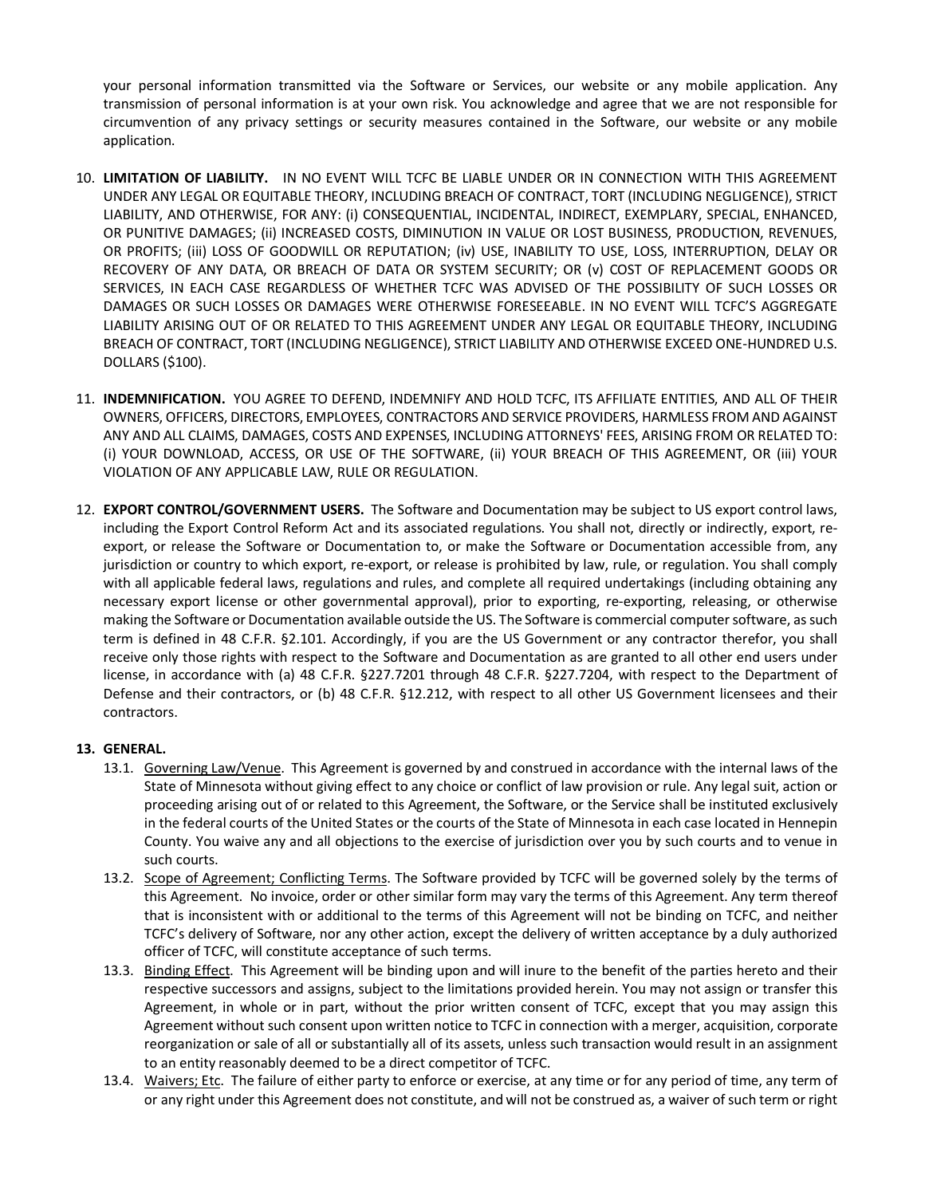your personal information transmitted via the Software or Services, our website or any mobile application. Any transmission of personal information is at your own risk. You acknowledge and agree that we are not responsible for circumvention of any privacy settings or security measures contained in the Software, our website or any mobile application.

10. **LIMITATION OF LIABILITY.** IN NO EVENT WILL TCFC BE LIABLE UNDER OR IN CONNECTION WITH THIS AGREEMENT UNDER ANY LEGAL OR EQUITABLE THEORY, INCLUDING BREACH OF CONTRACT, TORT (INCLUDING NEGLIGENCE), STRICT LIABILITY, AND OTHERWISE, FOR ANY: (i) CONSEQUENTIAL, INCIDENTAL, INDIRECT, EXEMPLARY, SPECIAL, ENHANCED, OR PUNITIVE DAMAGES; (ii) INCREASED COSTS, DIMINUTION IN VALUE OR LOST BUSINESS, PRODUCTION, REVENUES, OR PROFITS; (iii) LOSS OF GOODWILL OR REPUTATION; (iv) USE, INABILITY TO USE, LOSS, INTERRUPTION, DELAY OR RECOVERY OF ANY DATA, OR BREACH OF DATA OR SYSTEM SECURITY; OR (v) COST OF REPLACEMENT GOODS OR SERVICES, IN EACH CASE REGARDLESS OF WHETHER TCFC WAS ADVISED OF THE POSSIBILITY OF SUCH LOSSES OR DAMAGES OR SUCH LOSSES OR DAMAGES WERE OTHERWISE FORESEEABLE. IN NO EVENT WILL TCFC'S AGGREGATE LIABILITY ARISING OUT OF OR RELATED TO THIS AGREEMENT UNDER ANY LEGAL OR EQUITABLE THEORY, INCLUDING BREACH OF CONTRACT, TORT (INCLUDING NEGLIGENCE), STRICT LIABILITY AND OTHERWISE EXCEED ONE-HUNDRED U.S. DOLLARS ($100).

11. **INDEMNIFICATION.** YOU AGREE TO DEFEND, INDEMNIFY AND HOLD TCFC, ITS AFFILIATE ENTITIES, AND ALL OF THEIR OWNERS, OFFICERS, DIRECTORS, EMPLOYEES, CONTRACTORS AND SERVICE PROVIDERS, HARMLESS FROM AND AGAINST ANY AND ALL CLAIMS, DAMAGES, COSTS AND EXPENSES, INCLUDING ATTORNEYS' FEES, ARISING FROM OR RELATED TO: (i) YOUR DOWNLOAD, ACCESS, OR USE OF THE SOFTWARE, (ii) YOUR BREACH OF THIS AGREEMENT, OR (iii) YOUR VIOLATION OF ANY APPLICABLE LAW, RULE OR REGULATION.

12. **EXPORT CONTROL/GOVERNMENT USERS.** The Software and Documentation may be subject to US export control laws, including the Export Control Reform Act and its associated regulations. You shall not, directly or indirectly, export, re-export, or release the Software or Documentation to, or make the Software or Documentation accessible from, any jurisdiction or country to which export, re-export, or release is prohibited by law, rule, or regulation. You shall comply with all applicable federal laws, regulations and rules, and complete all required undertakings (including obtaining any necessary export license or other governmental approval), prior to exporting, re-exporting, releasing, or otherwise making the Software or Documentation available outside the US. The Software is commercial computer software, as such term is defined in 48 C.F.R. §2.101. Accordingly, if you are the US Government or any contractor therefor, you shall receive only those rights with respect to the Software and Documentation as are granted to all other end users under license, in accordance with (a) 48 C.F.R. §227.7201 through 48 C.F.R. §227.7204, with respect to the Department of Defense and their contractors, or (b) 48 C.F.R. §12.212, with respect to all other US Government licensees and their contractors.

13. **GENERAL.**

    13.1. Governing Law/Venue. This Agreement is governed by and construed in accordance with the internal laws of the State of Minnesota without giving effect to any choice or conflict of law provision or rule. Any legal suit, action or proceeding arising out of or related to this Agreement, the Software, or the Service shall be instituted exclusively in the federal courts of the United States or the courts of the State of Minnesota in each case located in Hennepin County. You waive any and all objections to the exercise of jurisdiction over you by such courts and to venue in such courts.

    13.2. Scope of Agreement; Conflicting Terms. The Software provided by TCFC will be governed solely by the terms of this Agreement. No invoice, order or other similar form may vary the terms of this Agreement. Any term thereof that is inconsistent with or additional to the terms of this Agreement will not be binding on TCFC, and neither TCFC's delivery of Software, nor any other action, except the delivery of written acceptance by a duly authorized officer of TCFC, will constitute acceptance of such terms.

    13.3. Binding Effect. This Agreement will be binding upon and will inure to the benefit of the parties hereto and their respective successors and assigns, subject to the limitations provided herein. You may not assign or transfer this Agreement, in whole or in part, without the prior written consent of TCFC, except that you may assign this Agreement without such consent upon written notice to TCFC in connection with a merger, acquisition, corporate reorganization or sale of all or substantially all of its assets, unless such transaction would result in an assignment to an entity reasonably deemed to be a direct competitor of TCFC.

    13.4. Waivers; Etc. The failure of either party to enforce or exercise, at any time or for any period of time, any term of or any right under this Agreement does not constitute, and will not be construed as, a waiver of such term or right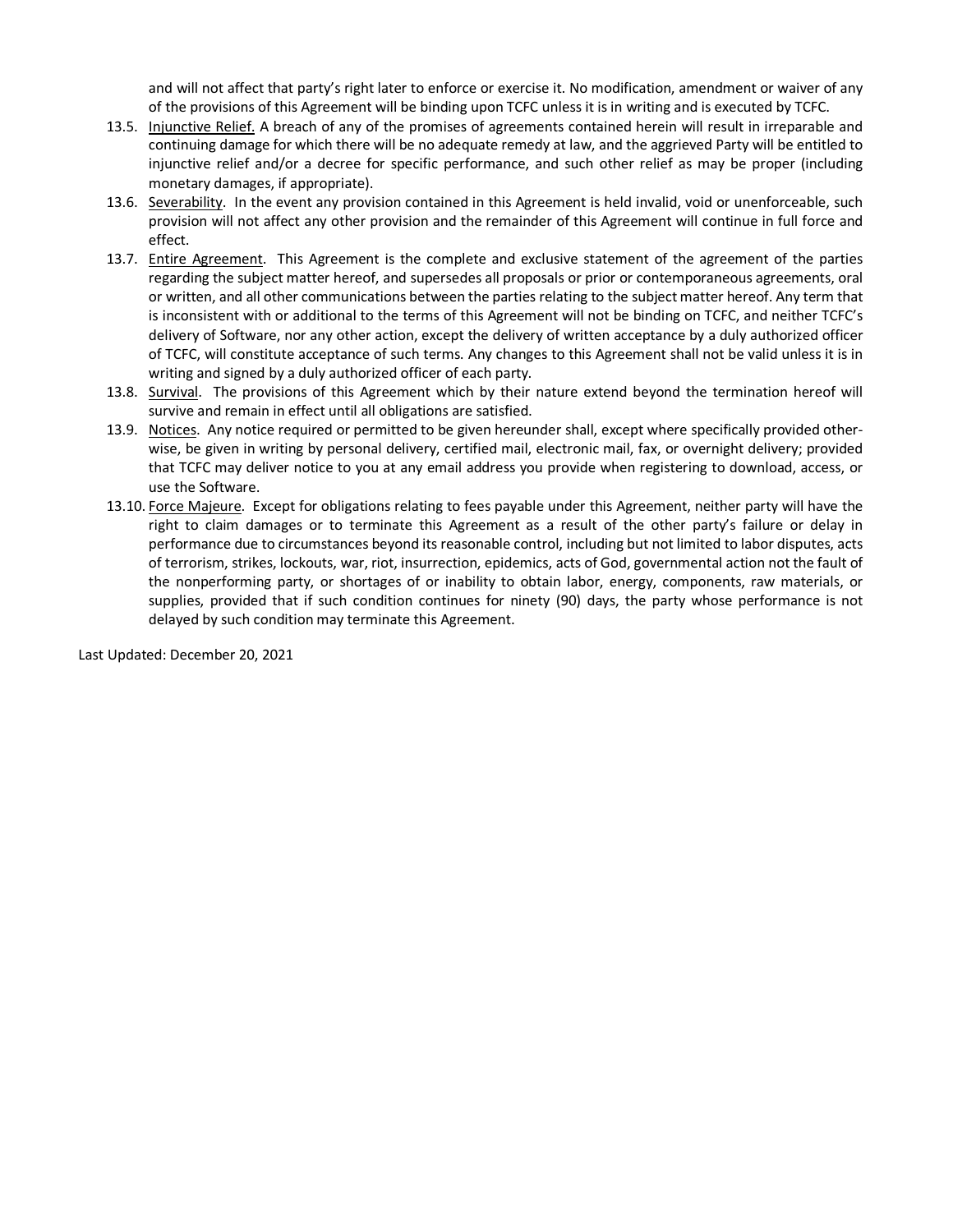and will not affect that party's right later to enforce or exercise it. No modification, amendment or waiver of any of the provisions of this Agreement will be binding upon TCFC unless it is in writing and is executed by TCFC.

13.5. Injunctive Relief. A breach of any of the promises of agreements contained herein will result in irreparable and continuing damage for which there will be no adequate remedy at law, and the aggrieved Party will be entitled to injunctive relief and/or a decree for specific performance, and such other relief as may be proper (including monetary damages, if appropriate).

13.6. Severability. In the event any provision contained in this Agreement is held invalid, void or unenforceable, such provision will not affect any other provision and the remainder of this Agreement will continue in full force and effect.

13.7. Entire Agreement. This Agreement is the complete and exclusive statement of the agreement of the parties regarding the subject matter hereof, and supersedes all proposals or prior or contemporaneous agreements, oral or written, and all other communications between the parties relating to the subject matter hereof. Any term that is inconsistent with or additional to the terms of this Agreement will not be binding on TCFC, and neither TCFC's delivery of Software, nor any other action, except the delivery of written acceptance by a duly authorized officer of TCFC, will constitute acceptance of such terms. Any changes to this Agreement shall not be valid unless it is in writing and signed by a duly authorized officer of each party.

13.8. Survival. The provisions of this Agreement which by their nature extend beyond the termination hereof will survive and remain in effect until all obligations are satisfied.

13.9. Notices. Any notice required or permitted to be given hereunder shall, except where specifically provided otherwise, be given in writing by personal delivery, certified mail, electronic mail, fax, or overnight delivery; provided that TCFC may deliver notice to you at any email address you provide when registering to download, access, or use the Software.

13.10. Force Majeure. Except for obligations relating to fees payable under this Agreement, neither party will have the right to claim damages or to terminate this Agreement as a result of the other party's failure or delay in performance due to circumstances beyond its reasonable control, including but not limited to labor disputes, acts of terrorism, strikes, lockouts, war, riot, insurrection, epidemics, acts of God, governmental action not the fault of the nonperforming party, or shortages of or inability to obtain labor, energy, components, raw materials, or supplies, provided that if such condition continues for ninety (90) days, the party whose performance is not delayed by such condition may terminate this Agreement.

Last Updated: December 20, 2021